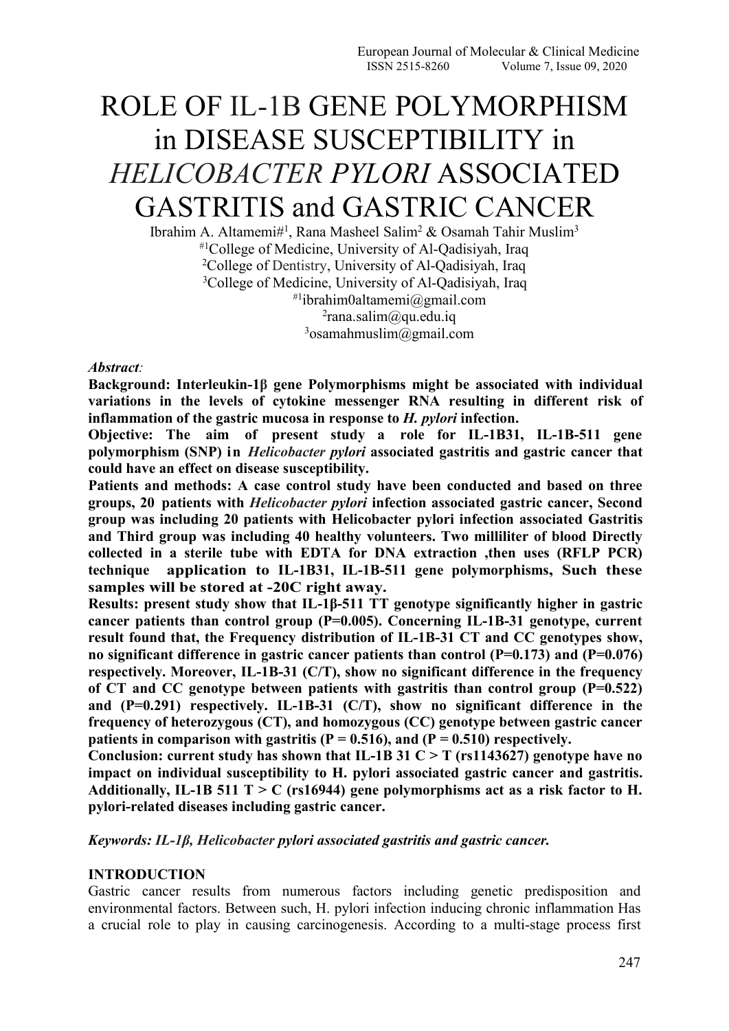# ROLE OF IL-1B GENE POLYMORPHISM in DISEASE SUSCEPTIBILITY in *HELICOBACTER PYLORI* ASSOCIATED GASTRITIS and GASTRIC CANCER

Ibrahim A. Altamemi#[1], Rana Masheel Salim[2] & Osamah Tahir Muslim[3]

[#1]College of Medicine, University of Al-Qadisiyah, Iraq
[2]College of Dentistry, University of Al-Qadisiyah, Iraq
[3]College of Medicine, University of Al-Qadisiyah, Iraq

[#1]ibrahim0altamemi@gmail.com
[2]rana.salim@qu.edu.iq
[3]osamahmuslim@gmail.com

***Abstract:***

**Background: Interleukin-1β gene Polymorphisms might be associated with individual variations in the levels of cytokine messenger RNA resulting in different risk of inflammation of the gastric mucosa in response to *H. pylori* infection.**

**Objective: The aim of present study a role for IL-1B31, IL-1B-511 gene polymorphism (SNP) in *Helicobacter pylori* associated gastritis and gastric cancer that could have an effect on disease susceptibility.**

**Patients and methods: A case control study have been conducted and based on three groups, 20 patients with *Helicobacter pylori* infection associated gastric cancer, Second group was including 20 patients with Helicobacter pylori infection associated Gastritis and Third group was including 40 healthy volunteers. Two milliliter of blood Directly collected in a sterile tube with EDTA for DNA extraction ,then uses (RFLP PCR) technique application to IL-1B31, IL-1B-511 gene polymorphisms, Such these samples will be stored at -20C right away.**

**Results: present study show that IL-1β-511 TT genotype significantly higher in gastric cancer patients than control group (P=0.005). Concerning IL-1B-31 genotype, current result found that, the Frequency distribution of IL-1B-31 CT and CC genotypes show, no significant difference in gastric cancer patients than control (P=0.173) and (P=0.076) respectively. Moreover, IL-1B-31 (C/T), show no significant difference in the frequency of CT and CC genotype between patients with gastritis than control group (P=0.522) and (P=0.291) respectively. IL-1B-31 (C/T), show no significant difference in the frequency of heterozygous (CT), and homozygous (CC) genotype between gastric cancer patients in comparison with gastritis (P = 0.516), and (P = 0.510) respectively.**

**Conclusion: current study has shown that IL-1B 31 C > T (rs1143627) genotype have no impact on individual susceptibility to H. pylori associated gastric cancer and gastritis. Additionally, IL-1B 511 T > C (rs16944) gene polymorphisms act as a risk factor to H. pylori-related diseases including gastric cancer.**

***Keywords: IL-1β, Helicobacter pylori associated gastritis and gastric cancer.***

## INTRODUCTION

Gastric cancer results from numerous factors including genetic predisposition and environmental factors. Between such, H. pylori infection inducing chronic inflammation Has a crucial role to play in causing carcinogenesis. According to a multi-stage process first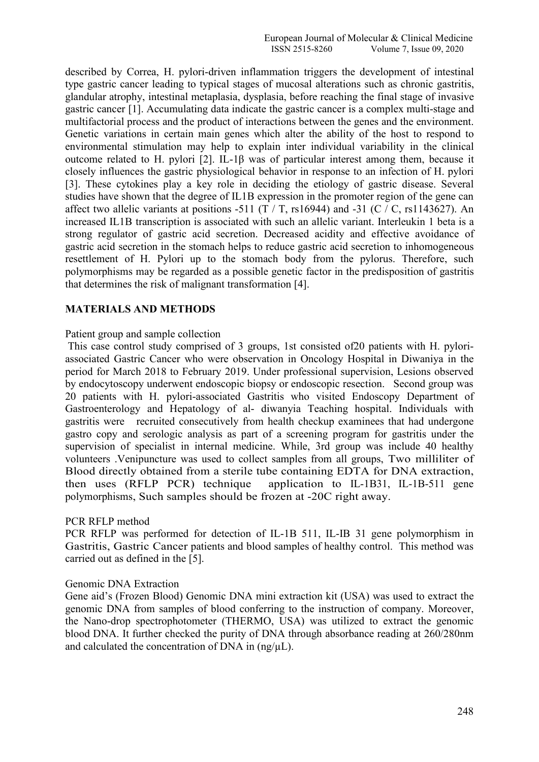described by Correa, H. pylori-driven inflammation triggers the development of intestinal type gastric cancer leading to typical stages of mucosal alterations such as chronic gastritis, glandular atrophy, intestinal metaplasia, dysplasia, before reaching the final stage of invasive gastric cancer [1]. Accumulating data indicate the gastric cancer is a complex multi-stage and multifactorial process and the product of interactions between the genes and the environment. Genetic variations in certain main genes which alter the ability of the host to respond to environmental stimulation may help to explain inter individual variability in the clinical outcome related to H. pylori [2]. IL-1β was of particular interest among them, because it closely influences the gastric physiological behavior in response to an infection of H. pylori [3]. These cytokines play a key role in deciding the etiology of gastric disease. Several studies have shown that the degree of IL1B expression in the promoter region of the gene can affect two allelic variants at positions -511 (T / T, rs16944) and -31 (C / C, rs1143627). An increased IL1B transcription is associated with such an allelic variant. Interleukin 1 beta is a strong regulator of gastric acid secretion. Decreased acidity and effective avoidance of gastric acid secretion in the stomach helps to reduce gastric acid secretion to inhomogeneous resettlement of H. Pylori up to the stomach body from the pylorus. Therefore, such polymorphisms may be regarded as a possible genetic factor in the predisposition of gastritis that determines the risk of malignant transformation [4].

## MATERIALS AND METHODS

Patient group and sample collection

This case control study comprised of 3 groups, 1st consisted of20 patients with H. pylori-associated Gastric Cancer who were observation in Oncology Hospital in Diwaniya in the period for March 2018 to February 2019. Under professional supervision, Lesions observed by endocytoscopy underwent endoscopic biopsy or endoscopic resection. Second group was 20 patients with H. pylori-associated Gastritis who visited Endoscopy Department of Gastroenterology and Hepatology of al- diwanyia Teaching hospital. Individuals with gastritis were recruited consecutively from health checkup examinees that had undergone gastro copy and serologic analysis as part of a screening program for gastritis under the supervision of specialist in internal medicine. While, 3rd group was include 40 healthy volunteers .Venipuncture was used to collect samples from all groups, Two milliliter of Blood directly obtained from a sterile tube containing EDTA for DNA extraction, then uses (RFLP PCR) technique application to IL-1B31, IL-1B-511 gene polymorphisms, Such samples should be frozen at -20C right away.

PCR RFLP method

PCR RFLP was performed for detection of IL-1B 511, IL-IB 31 gene polymorphism in Gastritis, Gastric Cancer patients and blood samples of healthy control. This method was carried out as defined in the [5].

Genomic DNA Extraction

Gene aid's (Frozen Blood) Genomic DNA mini extraction kit (USA) was used to extract the genomic DNA from samples of blood conferring to the instruction of company. Moreover, the Nano-drop spectrophotometer (THERMO, USA) was utilized to extract the genomic blood DNA. It further checked the purity of DNA through absorbance reading at 260/280nm and calculated the concentration of DNA in (ng/μL).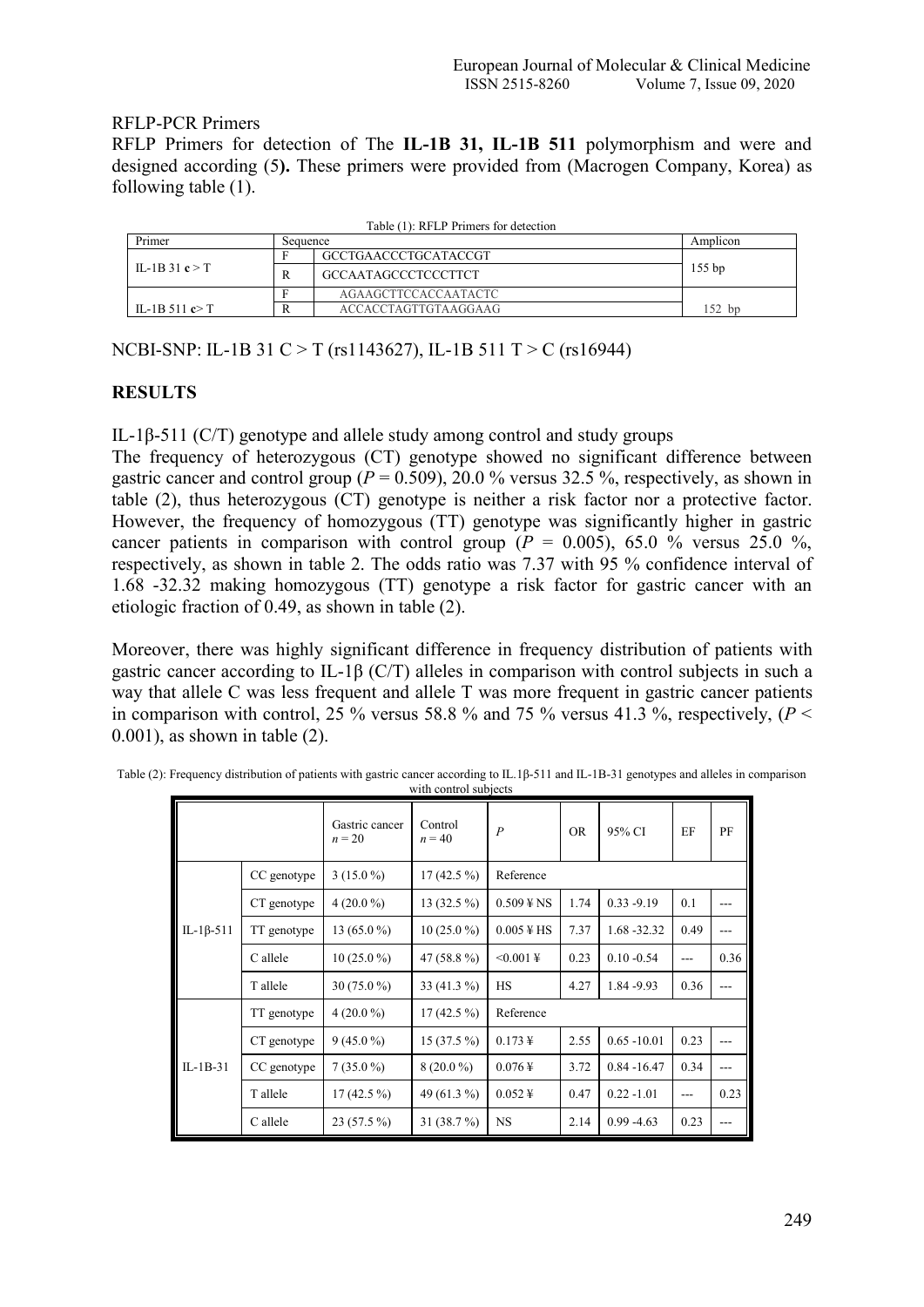RFLP-PCR Primers

RFLP Primers for detection of The **IL-1B 31, IL-1B 511** polymorphism and were and designed according (5**).** These primers were provided from (Macrogen Company, Korea) as following table (1).

Table (1): RFLP Primers for detection

| Primer | Sequence | | Amplicon |
|---|---|---|---|
| IL-1B 31 **c** > T | F | GCCTGAACCCTGCATACCGT | 155 bp |
| | R | GCCAATAGCCCTCCCTTCT | |
| IL-1B 511 **c**> T | F | AGAAGCTTCCACCAATACTC | 152 bp |
| | R | ACCACCTAGTTGTAAGGAAG | |

NCBI-SNP: IL-1B 31 C > T (rs1143627), IL-1B 511 T > C (rs16944)

## RESULTS

IL-1β-511 (C/T) genotype and allele study among control and study groups

The frequency of heterozygous (CT) genotype showed no significant difference between gastric cancer and control group ($P = 0.509$), 20.0 % versus 32.5 %, respectively, as shown in table (2), thus heterozygous (CT) genotype is neither a risk factor nor a protective factor. However, the frequency of homozygous (TT) genotype was significantly higher in gastric cancer patients in comparison with control group ($P = 0.005$), 65.0 % versus 25.0 %, respectively, as shown in table 2. The odds ratio was 7.37 with 95 % confidence interval of 1.68 -32.32 making homozygous (TT) genotype a risk factor for gastric cancer with an etiologic fraction of 0.49, as shown in table (2).

Moreover, there was highly significant difference in frequency distribution of patients with gastric cancer according to IL-1β (C/T) alleles in comparison with control subjects in such a way that allele C was less frequent and allele T was more frequent in gastric cancer patients in comparison with control, 25 % versus 58.8 % and 75 % versus 41.3 %, respectively, ($P < 0.001$), as shown in table (2).

Table (2): Frequency distribution of patients with gastric cancer according to IL.1β-511 and IL-1B-31 genotypes and alleles in comparison with control subjects

| | | Gastric cancer $n = 20$ | Control $n = 40$ | $P$ | OR | 95% CI | EF | PF |
|---|---|---|---|---|---|---|---|---|
| IL-1β-511 | CC genotype | 3 (15.0 %) | 17 (42.5 %) | Reference | | | | |
| | CT genotype | 4 (20.0 %) | 13 (32.5 %) | 0.509 ¥ NS | 1.74 | 0.33 -9.19 | 0.1 | --- |
| | TT genotype | 13 (65.0 %) | 10 (25.0 %) | 0.005 ¥ HS | 7.37 | 1.68 -32.32 | 0.49 | --- |
| | C allele | 10 (25.0 %) | 47 (58.8 %) | <0.001 ¥ | 0.23 | 0.10 -0.54 | --- | 0.36 |
| | T allele | 30 (75.0 %) | 33 (41.3 %) | HS | 4.27 | 1.84 -9.93 | 0.36 | --- |
| IL-1B-31 | TT genotype | 4 (20.0 %) | 17 (42.5 %) | Reference | | | | |
| | CT genotype | 9 (45.0 %) | 15 (37.5 %) | 0.173 ¥ | 2.55 | 0.65 -10.01 | 0.23 | --- |
| | CC genotype | 7 (35.0 %) | 8 (20.0 %) | 0.076 ¥ | 3.72 | 0.84 -16.47 | 0.34 | --- |
| | T allele | 17 (42.5 %) | 49 (61.3 %) | 0.052 ¥ | 0.47 | 0.22 -1.01 | --- | 0.23 |
| | C allele | 23 (57.5 %) | 31 (38.7 %) | NS | 2.14 | 0.99 -4.63 | 0.23 | --- |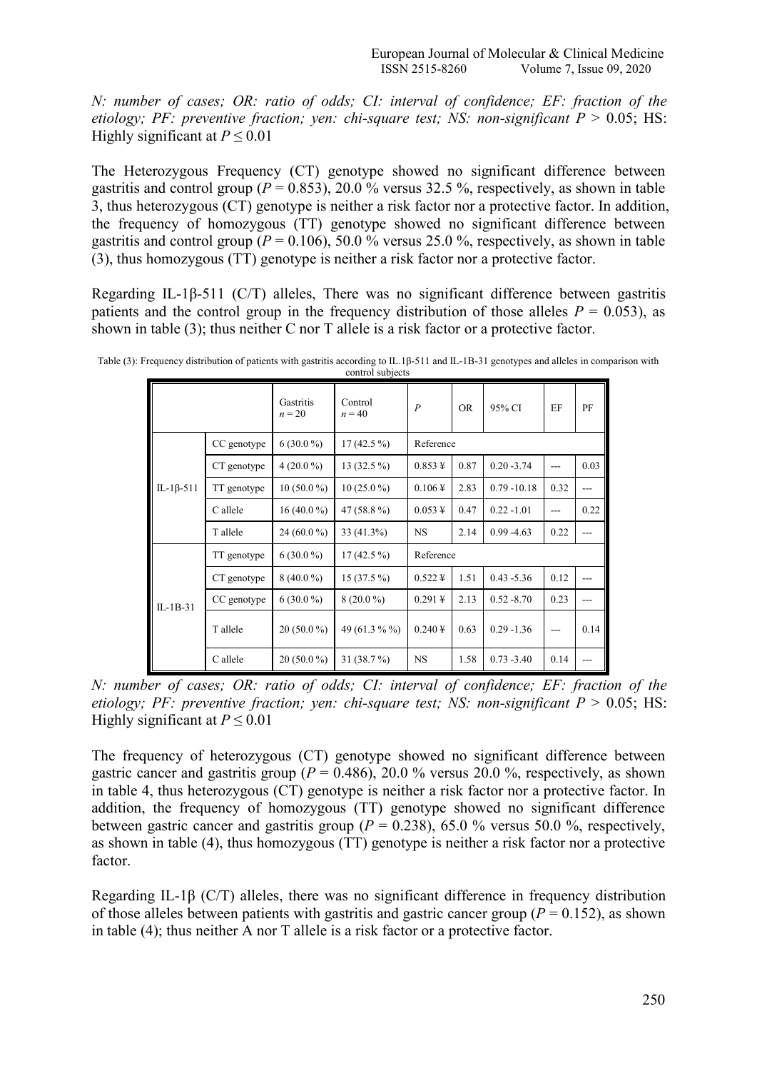*N: number of cases; OR: ratio of odds; CI: interval of confidence; EF: fraction of the etiology; PF: preventive fraction; yen: chi-square test; NS: non-significant $P > 0.05$*; HS: Highly significant at $P \leq 0.01$

The Heterozygous Frequency (CT) genotype showed no significant difference between gastritis and control group ($P = 0.853$), 20.0 % versus 32.5 %, respectively, as shown in table 3, thus heterozygous (CT) genotype is neither a risk factor nor a protective factor. In addition, the frequency of homozygous (TT) genotype showed no significant difference between gastritis and control group ($P = 0.106$), 50.0 % versus 25.0 %, respectively, as shown in table (3), thus homozygous (TT) genotype is neither a risk factor nor a protective factor.

Regarding IL-1β-511 (C/T) alleles, There was no significant difference between gastritis patients and the control group in the frequency distribution of those alleles $P = 0.053$), as shown in table (3); thus neither C nor T allele is a risk factor or a protective factor.

Table (3): Frequency distribution of patients with gastritis according to IL.1β-511 and IL-1B-31 genotypes and alleles in comparison with control subjects

| | | Gastritis $n = 20$ | Control $n = 40$ | $P$ | OR | 95% CI | EF | PF |
|---|---|---|---|---|---|---|---|---|
| IL-1β-511 | CC genotype | 6 (30.0 %) | 17 (42.5 %) | Reference | | | | |
| | CT genotype | 4 (20.0 %) | 13 (32.5 %) | 0.853 ¥ | 0.87 | 0.20 -3.74 | --- | 0.03 |
| | TT genotype | 10 (50.0 %) | 10 (25.0 %) | 0.106 ¥ | 2.83 | 0.79 -10.18 | 0.32 | --- |
| | C allele | 16 (40.0 %) | 47 (58.8 %) | 0.053 ¥ | 0.47 | 0.22 -1.01 | --- | 0.22 |
| | T allele | 24 (60.0 %) | 33 (41.3%) | NS | 2.14 | 0.99 -4.63 | 0.22 | --- |
| IL-1B-31 | TT genotype | 6 (30.0 %) | 17 (42.5 %) | Reference | | | | |
| | CT genotype | 8 (40.0 %) | 15 (37.5 %) | 0.522 ¥ | 1.51 | 0.43 -5.36 | 0.12 | --- |
| | CC genotype | 6 (30.0 %) | 8 (20.0 %) | 0.291 ¥ | 2.13 | 0.52 -8.70 | 0.23 | --- |
| | T allele | 20 (50.0 %) | 49 (61.3 % %) | 0.240 ¥ | 0.63 | 0.29 -1.36 | --- | 0.14 |
| | C allele | 20 (50.0 %) | 31 (38.7 %) | NS | 1.58 | 0.73 -3.40 | 0.14 | --- |

*N: number of cases; OR: ratio of odds; CI: interval of confidence; EF: fraction of the etiology; PF: preventive fraction; yen: chi-square test; NS: non-significant $P > 0.05$*; HS: Highly significant at $P \leq 0.01$

The frequency of heterozygous (CT) genotype showed no significant difference between gastric cancer and gastritis group ($P = 0.486$), 20.0 % versus 20.0 %, respectively, as shown in table 4, thus heterozygous (CT) genotype is neither a risk factor nor a protective factor. In addition, the frequency of homozygous (TT) genotype showed no significant difference between gastric cancer and gastritis group ($P = 0.238$), 65.0 % versus 50.0 %, respectively, as shown in table (4), thus homozygous (TT) genotype is neither a risk factor nor a protective factor.

Regarding IL-1β (C/T) alleles, there was no significant difference in frequency distribution of those alleles between patients with gastritis and gastric cancer group ($P = 0.152$), as shown in table (4); thus neither A nor T allele is a risk factor or a protective factor.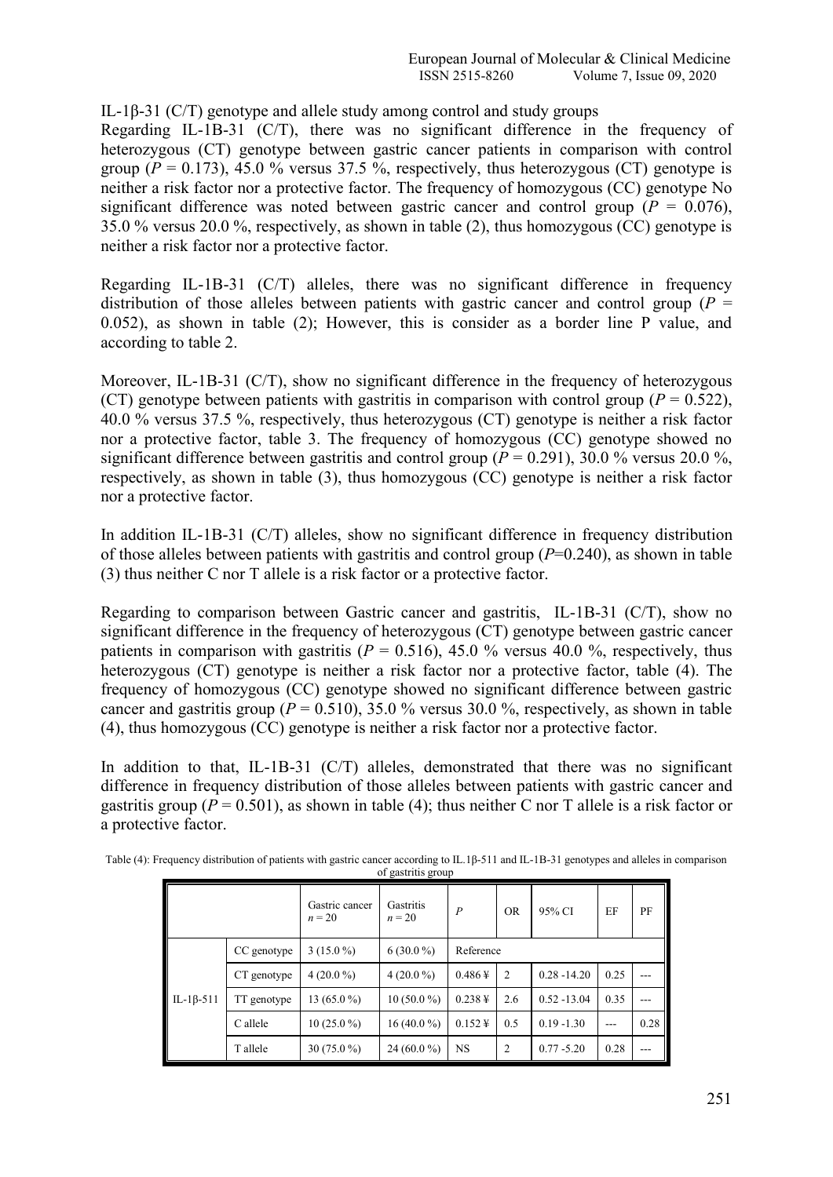IL-1β-31 (C/T) genotype and allele study among control and study groups

Regarding IL-1B-31 (C/T), there was no significant difference in the frequency of heterozygous (CT) genotype between gastric cancer patients in comparison with control group ($P = 0.173$), 45.0 % versus 37.5 %, respectively, thus heterozygous (CT) genotype is neither a risk factor nor a protective factor. The frequency of homozygous (CC) genotype No significant difference was noted between gastric cancer and control group ($P = 0.076$), 35.0 % versus 20.0 %, respectively, as shown in table (2), thus homozygous (CC) genotype is neither a risk factor nor a protective factor.

Regarding IL-1B-31 (C/T) alleles, there was no significant difference in frequency distribution of those alleles between patients with gastric cancer and control group ($P = 0.052$), as shown in table (2); However, this is consider as a border line P value, and according to table 2.

Moreover, IL-1B-31 (C/T), show no significant difference in the frequency of heterozygous (CT) genotype between patients with gastritis in comparison with control group ($P = 0.522$), 40.0 % versus 37.5 %, respectively, thus heterozygous (CT) genotype is neither a risk factor nor a protective factor, table 3. The frequency of homozygous (CC) genotype showed no significant difference between gastritis and control group ($P = 0.291$), 30.0 % versus 20.0 %, respectively, as shown in table (3), thus homozygous (CC) genotype is neither a risk factor nor a protective factor.

In addition IL-1B-31 (C/T) alleles, show no significant difference in frequency distribution of those alleles between patients with gastritis and control group ($P$=0.240), as shown in table (3) thus neither C nor T allele is a risk factor or a protective factor.

Regarding to comparison between Gastric cancer and gastritis, IL-1B-31 (C/T), show no significant difference in the frequency of heterozygous (CT) genotype between gastric cancer patients in comparison with gastritis ($P = 0.516$), 45.0 % versus 40.0 %, respectively, thus heterozygous (CT) genotype is neither a risk factor nor a protective factor, table (4). The frequency of homozygous (CC) genotype showed no significant difference between gastric cancer and gastritis group ($P = 0.510$), 35.0 % versus 30.0 %, respectively, as shown in table (4), thus homozygous (CC) genotype is neither a risk factor nor a protective factor.

In addition to that, IL-1B-31 (C/T) alleles, demonstrated that there was no significant difference in frequency distribution of those alleles between patients with gastric cancer and gastritis group ($P = 0.501$), as shown in table (4); thus neither C nor T allele is a risk factor or a protective factor.

Table (4): Frequency distribution of patients with gastric cancer according to IL.1β-511 and IL-1B-31 genotypes and alleles in comparison of gastritis group

| | | Gastric cancer $n = 20$ | Gastritis $n = 20$ | $P$ | OR | 95% CI | EF | PF |
|---|---|---|---|---|---|---|---|---|
| IL-1β-511 | CC genotype | 3 (15.0 %) | 6 (30.0 %) | Reference | | | | |
| | CT genotype | 4 (20.0 %) | 4 (20.0 %) | 0.486 ¥ | 2 | 0.28 -14.20 | 0.25 | --- |
| | TT genotype | 13 (65.0 %) | 10 (50.0 %) | 0.238 ¥ | 2.6 | 0.52 -13.04 | 0.35 | --- |
| | C allele | 10 (25.0 %) | 16 (40.0 %) | 0.152 ¥ | 0.5 | 0.19 -1.30 | --- | 0.28 |
| | T allele | 30 (75.0 %) | 24 (60.0 %) | NS | 2 | 0.77 -5.20 | 0.28 | --- |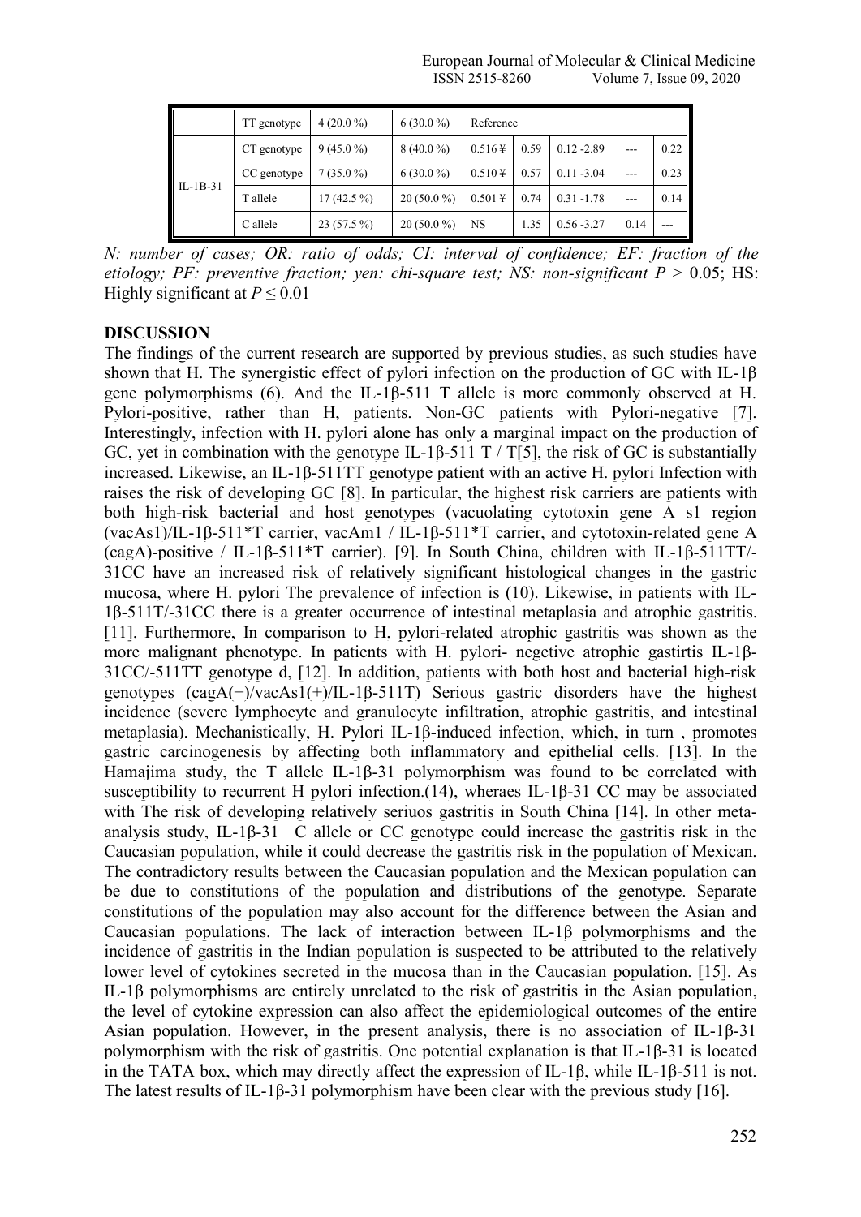|  | TT genotype | 4 (20.0 %) | 6 (30.0 %) | Reference |  |  |  |  |
|---|---|---|---|---|---|---|---|---|
| IL-1B-31 | CT genotype | 9 (45.0 %) | 8 (40.0 %) | 0.516 ¥ | 0.59 | 0.12 -2.89 | --- | 0.22 |
|  | CC genotype | 7 (35.0 %) | 6 (30.0 %) | 0.510 ¥ | 0.57 | 0.11 -3.04 | --- | 0.23 |
|  | T allele | 17 (42.5 %) | 20 (50.0 %) | 0.501 ¥ | 0.74 | 0.31 -1.78 | --- | 0.14 |
|  | C allele | 23 (57.5 %) | 20 (50.0 %) | NS | 1.35 | 0.56 -3.27 | 0.14 | --- |

*N: number of cases; OR: ratio of odds; CI: interval of confidence; EF: fraction of the etiology; PF: preventive fraction; yen: chi-square test; NS: non-significant P >* 0.05; HS: Highly significant at $P \leq 0.01$

## DISCUSSION

The findings of the current research are supported by previous studies, as such studies have shown that H. The synergistic effect of pylori infection on the production of GC with IL-1β gene polymorphisms (6). And the IL-1β-511 T allele is more commonly observed at H. Pylori-positive, rather than H, patients. Non-GC patients with Pylori-negative [7]. Interestingly, infection with H. pylori alone has only a marginal impact on the production of GC, yet in combination with the genotype IL-1β-511 T / T[5], the risk of GC is substantially increased. Likewise, an IL-1β-511TT genotype patient with an active H. pylori Infection with raises the risk of developing GC [8]. In particular, the highest risk carriers are patients with both high-risk bacterial and host genotypes (vacuolating cytotoxin gene A s1 region (vacAs1)/IL-1β-511*T carrier, vacAm1 / IL-1β-511*T carrier, and cytotoxin-related gene A (cagA)-positive / IL-1β-511*T carrier). [9]. In South China, children with IL-1β-511TT/-31CC have an increased risk of relatively significant histological changes in the gastric mucosa, where H. pylori The prevalence of infection is (10). Likewise, in patients with IL-1β-511T/-31CC there is a greater occurrence of intestinal metaplasia and atrophic gastritis. [11]. Furthermore, In comparison to H, pylori-related atrophic gastritis was shown as the more malignant phenotype. In patients with H. pylori- negetive atrophic gastirtis IL-1β-31CC/-511TT genotype d, [12]. In addition, patients with both host and bacterial high-risk genotypes (cagA(+)/vacAs1(+)/IL-1β-511T) Serious gastric disorders have the highest incidence (severe lymphocyte and granulocyte infiltration, atrophic gastritis, and intestinal metaplasia). Mechanistically, H. Pylori IL-1β-induced infection, which, in turn , promotes gastric carcinogenesis by affecting both inflammatory and epithelial cells. [13]. In the Hamajima study, the T allele IL-1β-31 polymorphism was found to be correlated with susceptibility to recurrent H pylori infection.(14), wheraes IL-1β-31 CC may be associated with The risk of developing relatively seriuos gastritis in South China [14]. In other meta-analysis study, IL-1β-31 C allele or CC genotype could increase the gastritis risk in the Caucasian population, while it could decrease the gastritis risk in the population of Mexican. The contradictory results between the Caucasian population and the Mexican population can be due to constitutions of the population and distributions of the genotype. Separate constitutions of the population may also account for the difference between the Asian and Caucasian populations. The lack of interaction between IL-1β polymorphisms and the incidence of gastritis in the Indian population is suspected to be attributed to the relatively lower level of cytokines secreted in the mucosa than in the Caucasian population. [15]. As IL-1β polymorphisms are entirely unrelated to the risk of gastritis in the Asian population, the level of cytokine expression can also affect the epidemiological outcomes of the entire Asian population. However, in the present analysis, there is no association of IL-1β-31 polymorphism with the risk of gastritis. One potential explanation is that IL-1β-31 is located in the TATA box, which may directly affect the expression of IL-1β, while IL-1β-511 is not. The latest results of IL-1β-31 polymorphism have been clear with the previous study [16].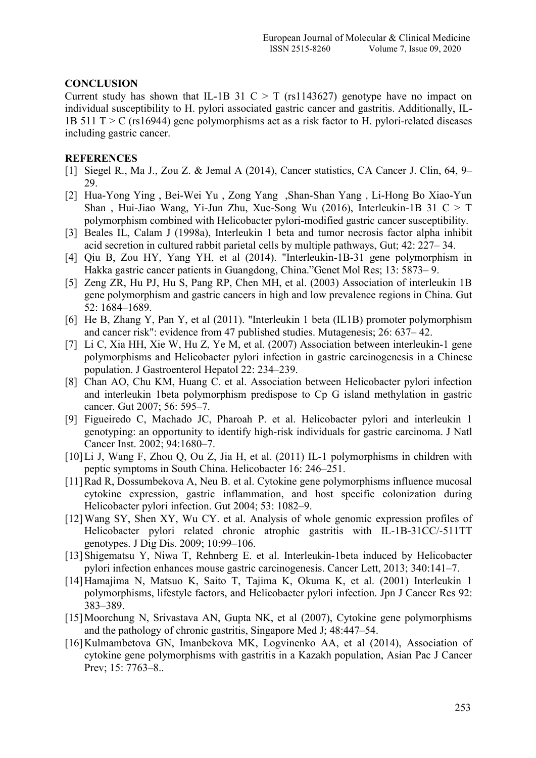## CONCLUSION

Current study has shown that IL-1B 31 C > T (rs1143627) genotype have no impact on individual susceptibility to H. pylori associated gastric cancer and gastritis. Additionally, IL-1B 511 T > C (rs16944) gene polymorphisms act as a risk factor to H. pylori-related diseases including gastric cancer.

## REFERENCES

[1] Siegel R., Ma J., Zou Z. & Jemal A (2014), Cancer statistics, CA Cancer J. Clin, 64, 9–29.

[2] Hua-Yong Ying , Bei-Wei Yu , Zong Yang ,Shan-Shan Yang , Li-Hong Bo Xiao-Yun Shan , Hui-Jiao Wang, Yi-Jun Zhu, Xue-Song Wu (2016), Interleukin-1B 31 C > T polymorphism combined with Helicobacter pylori-modified gastric cancer susceptibility.

[3] Beales IL, Calam J (1998a), Interleukin 1 beta and tumor necrosis factor alpha inhibit acid secretion in cultured rabbit parietal cells by multiple pathways, Gut; 42: 227– 34.

[4] Qiu B, Zou HY, Yang YH, et al (2014). "Interleukin-1B-31 gene polymorphism in Hakka gastric cancer patients in Guangdong, China."Genet Mol Res; 13: 5873– 9.

[5] Zeng ZR, Hu PJ, Hu S, Pang RP, Chen MH, et al. (2003) Association of interleukin 1B gene polymorphism and gastric cancers in high and low prevalence regions in China. Gut 52: 1684–1689.

[6] He B, Zhang Y, Pan Y, et al (2011). "Interleukin 1 beta (IL1B) promoter polymorphism and cancer risk": evidence from 47 published studies. Mutagenesis; 26: 637– 42.

[7] Li C, Xia HH, Xie W, Hu Z, Ye M, et al. (2007) Association between interleukin-1 gene polymorphisms and Helicobacter pylori infection in gastric carcinogenesis in a Chinese population. J Gastroenterol Hepatol 22: 234–239.

[8] Chan AO, Chu KM, Huang C. et al. Association between Helicobacter pylori infection and interleukin 1beta polymorphism predispose to Cp G island methylation in gastric cancer. Gut 2007; 56: 595–7.

[9] Figueiredo C, Machado JC, Pharoah P. et al. Helicobacter pylori and interleukin 1 genotyping: an opportunity to identify high-risk individuals for gastric carcinoma. J Natl Cancer Inst. 2002; 94:1680–7.

[10] Li J, Wang F, Zhou Q, Ou Z, Jia H, et al. (2011) IL-1 polymorphisms in children with peptic symptoms in South China. Helicobacter 16: 246–251.

[11] Rad R, Dossumbekova A, Neu B. et al. Cytokine gene polymorphisms influence mucosal cytokine expression, gastric inflammation, and host specific colonization during Helicobacter pylori infection. Gut 2004; 53: 1082–9.

[12] Wang SY, Shen XY, Wu CY. et al. Analysis of whole genomic expression profiles of Helicobacter pylori related chronic atrophic gastritis with IL-1B-31CC/-511TT genotypes. J Dig Dis. 2009; 10:99–106.

[13] Shigematsu Y, Niwa T, Rehnberg E. et al. Interleukin-1beta induced by Helicobacter pylori infection enhances mouse gastric carcinogenesis. Cancer Lett, 2013; 340:141–7.

[14] Hamajima N, Matsuo K, Saito T, Tajima K, Okuma K, et al. (2001) Interleukin 1 polymorphisms, lifestyle factors, and Helicobacter pylori infection. Jpn J Cancer Res 92: 383–389.

[15] Moorchung N, Srivastava AN, Gupta NK, et al (2007), Cytokine gene polymorphisms and the pathology of chronic gastritis, Singapore Med J; 48:447–54.

[16] Kulmambetova GN, Imanbekova MK, Logvinenko AA, et al (2014), Association of cytokine gene polymorphisms with gastritis in a Kazakh population, Asian Pac J Cancer Prev; 15: 7763–8..